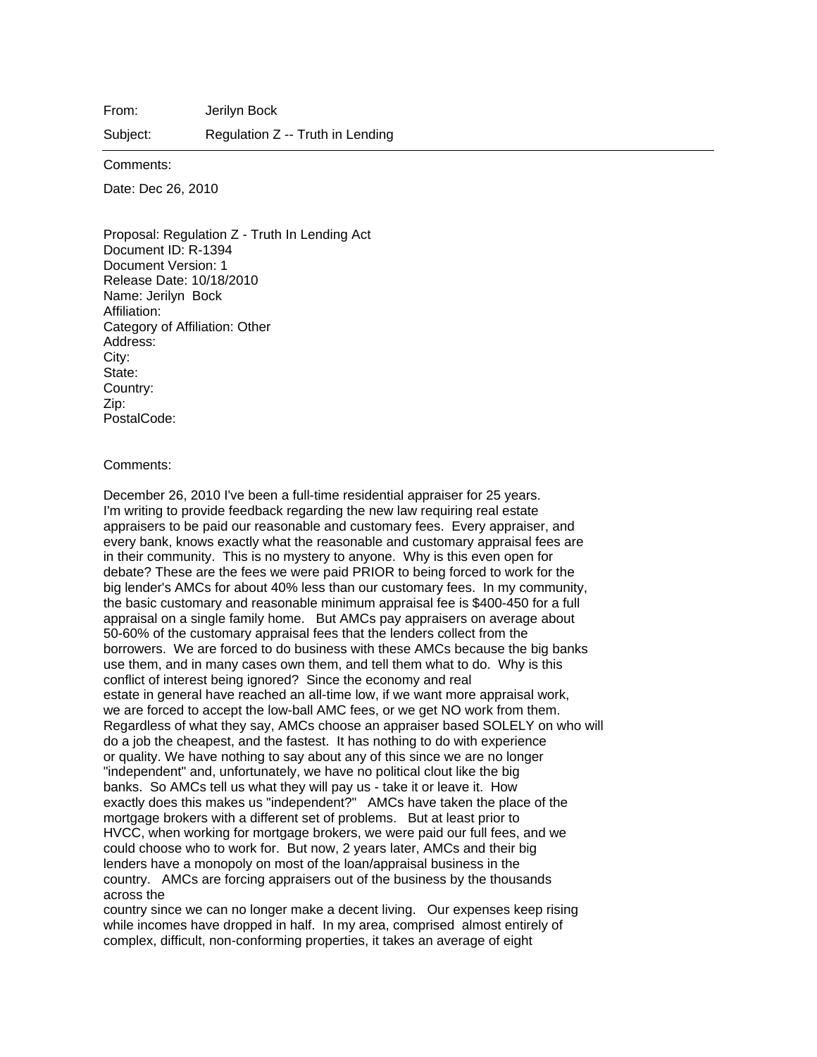From: Jerilyn Bock

Subject: Regulation Z -- Truth in Lending

---

Comments:

Date: Dec 26, 2010

Proposal: Regulation Z - Truth In Lending Act
Document ID: R-1394
Document Version: 1
Release Date: 10/18/2010
Name: Jerilyn Bock
Affiliation:
Category of Affiliation: Other
Address:
City:
State:
Country:
Zip:
PostalCode:

Comments:

December 26, 2010 I've been a full-time residential appraiser for 25 years. I'm writing to provide feedback regarding the new law requiring real estate appraisers to be paid our reasonable and customary fees. Every appraiser, and every bank, knows exactly what the reasonable and customary appraisal fees are in their community. This is no mystery to anyone. Why is this even open for debate? These are the fees we were paid PRIOR to being forced to work for the big lender's AMCs for about 40% less than our customary fees. In my community, the basic customary and reasonable minimum appraisal fee is $400-450 for a full appraisal on a single family home. But AMCs pay appraisers on average about 50-60% of the customary appraisal fees that the lenders collect from the borrowers. We are forced to do business with these AMCs because the big banks use them, and in many cases own them, and tell them what to do. Why is this conflict of interest being ignored? Since the economy and real estate in general have reached an all-time low, if we want more appraisal work, we are forced to accept the low-ball AMC fees, or we get NO work from them. Regardless of what they say, AMCs choose an appraiser based SOLELY on who will do a job the cheapest, and the fastest. It has nothing to do with experience or quality. We have nothing to say about any of this since we are no longer "independent" and, unfortunately, we have no political clout like the big banks. So AMCs tell us what they will pay us - take it or leave it. How exactly does this makes us "independent?" AMCs have taken the place of the mortgage brokers with a different set of problems. But at least prior to HVCC, when working for mortgage brokers, we were paid our full fees, and we could choose who to work for. But now, 2 years later, AMCs and their big lenders have a monopoly on most of the loan/appraisal business in the country. AMCs are forcing appraisers out of the business by the thousands across the country since we can no longer make a decent living. Our expenses keep rising while incomes have dropped in half. In my area, comprised almost entirely of complex, difficult, non-conforming properties, it takes an average of eight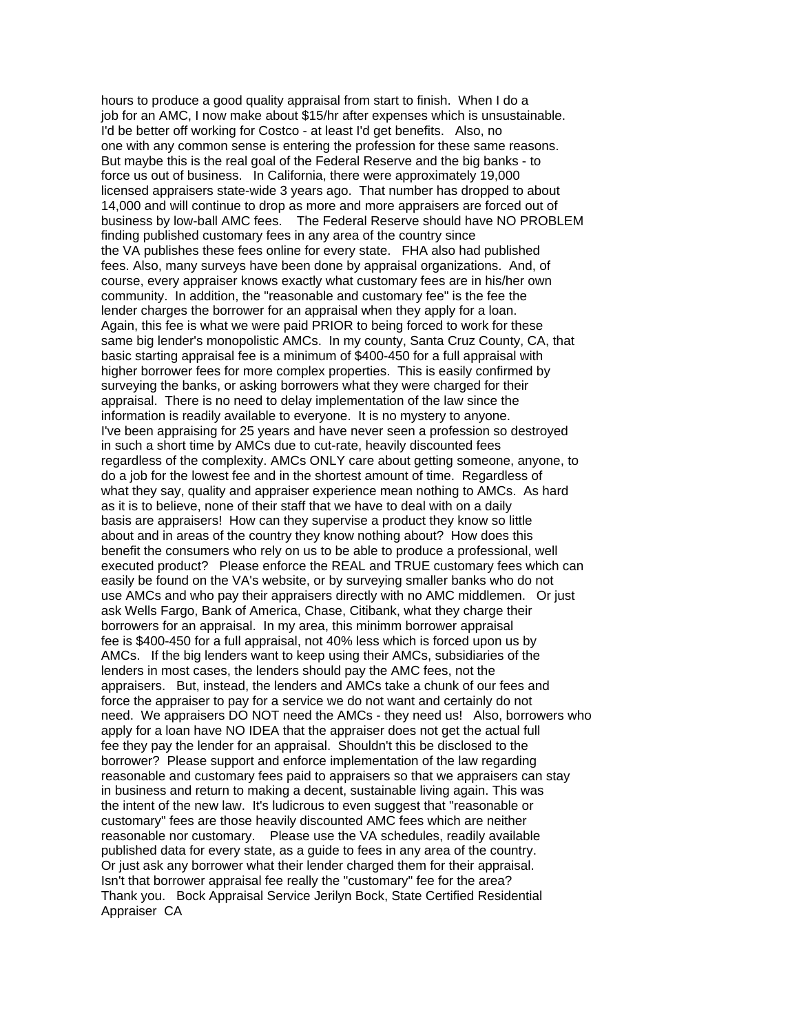hours to produce a good quality appraisal from start to finish. When I do a job for an AMC, I now make about $15/hr after expenses which is unsustainable. I'd be better off working for Costco - at least I'd get benefits. Also, no one with any common sense is entering the profession for these same reasons. But maybe this is the real goal of the Federal Reserve and the big banks - to force us out of business. In California, there were approximately 19,000 licensed appraisers state-wide 3 years ago. That number has dropped to about 14,000 and will continue to drop as more and more appraisers are forced out of business by low-ball AMC fees. The Federal Reserve should have NO PROBLEM finding published customary fees in any area of the country since the VA publishes these fees online for every state. FHA also had published fees. Also, many surveys have been done by appraisal organizations. And, of course, every appraiser knows exactly what customary fees are in his/her own community. In addition, the "reasonable and customary fee" is the fee the lender charges the borrower for an appraisal when they apply for a loan. Again, this fee is what we were paid PRIOR to being forced to work for these same big lender's monopolistic AMCs. In my county, Santa Cruz County, CA, that basic starting appraisal fee is a minimum of $400-450 for a full appraisal with higher borrower fees for more complex properties. This is easily confirmed by surveying the banks, or asking borrowers what they were charged for their appraisal. There is no need to delay implementation of the law since the information is readily available to everyone. It is no mystery to anyone. I've been appraising for 25 years and have never seen a profession so destroyed in such a short time by AMCs due to cut-rate, heavily discounted fees regardless of the complexity. AMCs ONLY care about getting someone, anyone, to do a job for the lowest fee and in the shortest amount of time. Regardless of what they say, quality and appraiser experience mean nothing to AMCs. As hard as it is to believe, none of their staff that we have to deal with on a daily basis are appraisers! How can they supervise a product they know so little about and in areas of the country they know nothing about? How does this benefit the consumers who rely on us to be able to produce a professional, well executed product? Please enforce the REAL and TRUE customary fees which can easily be found on the VA's website, or by surveying smaller banks who do not use AMCs and who pay their appraisers directly with no AMC middlemen. Or just ask Wells Fargo, Bank of America, Chase, Citibank, what they charge their borrowers for an appraisal. In my area, this minimm borrower appraisal fee is $400-450 for a full appraisal, not 40% less which is forced upon us by AMCs. If the big lenders want to keep using their AMCs, subsidiaries of the lenders in most cases, the lenders should pay the AMC fees, not the appraisers. But, instead, the lenders and AMCs take a chunk of our fees and force the appraiser to pay for a service we do not want and certainly do not need. We appraisers DO NOT need the AMCs - they need us! Also, borrowers who apply for a loan have NO IDEA that the appraiser does not get the actual full fee they pay the lender for an appraisal. Shouldn't this be disclosed to the borrower? Please support and enforce implementation of the law regarding reasonable and customary fees paid to appraisers so that we appraisers can stay in business and return to making a decent, sustainable living again. This was the intent of the new law. It's ludicrous to even suggest that "reasonable or customary" fees are those heavily discounted AMC fees which are neither reasonable nor customary. Please use the VA schedules, readily available published data for every state, as a guide to fees in any area of the country. Or just ask any borrower what their lender charged them for their appraisal. Isn't that borrower appraisal fee really the "customary" fee for the area? Thank you. Bock Appraisal Service Jerilyn Bock, State Certified Residential Appraiser CA